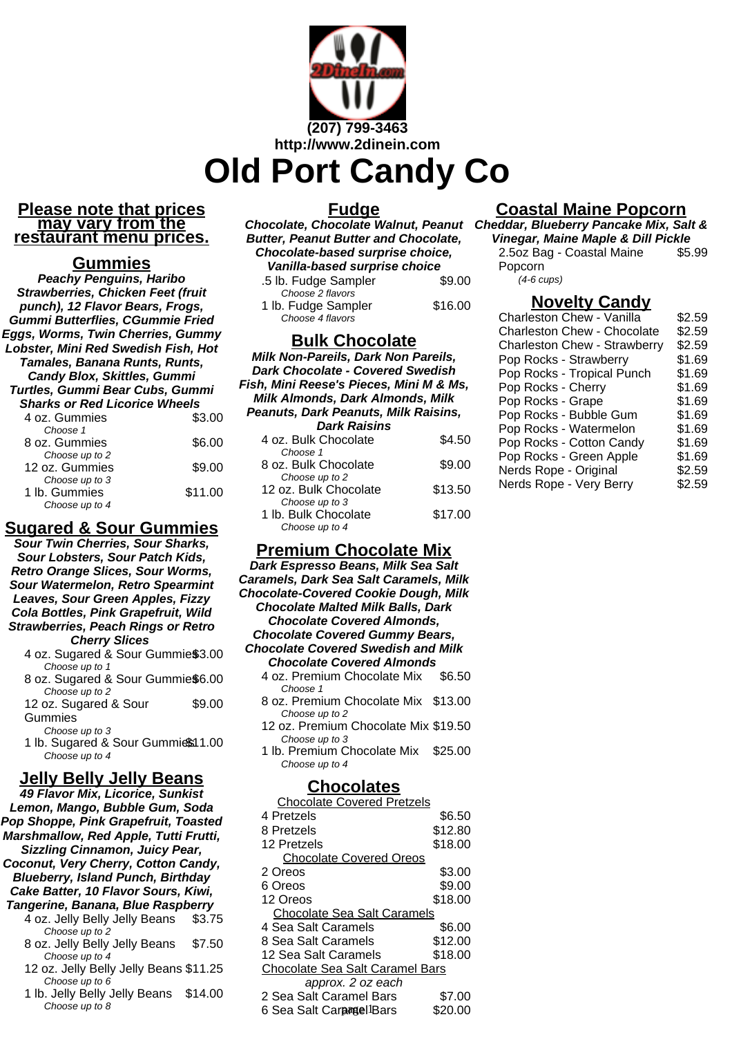(207) 799-3463
http://www.2dinein.com

# Old Port Candy Co

**Please note that prices may vary from the restaurant menu prices.**

## Gummies

**Peachy Penguins, Haribo Strawberries, Chicken Feet (fruit punch), 12 Flavor Bears, Frogs, Gummi Butterflies, CGummie Fried Eggs, Worms, Twin Cherries, Gummy Lobster, Mini Red Swedish Fish, Hot Tamales, Banana Runts, Runts, Candy Blox, Skittles, Gummi Turtles, Gummi Bear Cubs, Gummi Sharks or Red Licorice Wheels**

| Item | Price |
|---|---|
| 4 oz. Gummies<br>*Choose 1* | $3.00 |
| 8 oz. Gummies<br>*Choose up to 2* | $6.00 |
| 12 oz. Gummies<br>*Choose up to 3* | $9.00 |
| 1 lb. Gummies<br>*Choose up to 4* | $11.00 |

## Sugared & Sour Gummies

**Sour Twin Cherries, Sour Sharks, Sour Lobsters, Sour Patch Kids, Retro Orange Slices, Sour Worms, Sour Watermelon, Retro Spearmint Leaves, Sour Green Apples, Fizzy Cola Bottles, Pink Grapefruit, Wild Strawberries, Peach Rings or Retro Cherry Slices**

| Item | Price |
|---|---|
| 4 oz. Sugared & Sour Gummies<br>*Choose up to 1* | $3.00 |
| 8 oz. Sugared & Sour Gummies<br>*Choose up to 2* | $6.00 |
| 12 oz. Sugared & Sour Gummies<br>*Choose up to 3* | $9.00 |
| 1 lb. Sugared & Sour Gummies<br>*Choose up to 4* | $11.00 |

## Jelly Belly Jelly Beans

**49 Flavor Mix, Licorice, Sunkist Lemon, Mango, Bubble Gum, Soda Pop Shoppe, Pink Grapefruit, Toasted Marshmallow, Red Apple, Tutti Frutti, Sizzling Cinnamon, Juicy Pear, Coconut, Very Cherry, Cotton Candy, Blueberry, Island Punch, Birthday Cake Batter, 10 Flavor Sours, Kiwi, Tangerine, Banana, Blue Raspberry**

| Item | Price |
|---|---|
| 4 oz. Jelly Belly Jelly Beans<br>*Choose up to 2* | $3.75 |
| 8 oz. Jelly Belly Jelly Beans<br>*Choose up to 4* | $7.50 |
| 12 oz. Jelly Belly Jelly Beans<br>*Choose up to 6* | $11.25 |
| 1 lb. Jelly Belly Jelly Beans<br>*Choose up to 8* | $14.00 |

## Fudge

**Chocolate, Chocolate Walnut, Peanut Butter, Peanut Butter and Chocolate, Chocolate-based surprise choice, Vanilla-based surprise choice**

| Item | Price |
|---|---|
| .5 lb. Fudge Sampler<br>*Choose 2 flavors* | $9.00 |
| 1 lb. Fudge Sampler<br>*Choose 4 flavors* | $16.00 |

## Bulk Chocolate

**Milk Non-Pareils, Dark Non Pareils, Dark Chocolate - Covered Swedish Fish, Mini Reese's Pieces, Mini M & Ms, Milk Almonds, Dark Almonds, Milk Peanuts, Dark Peanuts, Milk Raisins, Dark Raisins**

| Item | Price |
|---|---|
| 4 oz. Bulk Chocolate<br>*Choose 1* | $4.50 |
| 8 oz. Bulk Chocolate<br>*Choose up to 2* | $9.00 |
| 12 oz. Bulk Chocolate<br>*Choose up to 3* | $13.50 |
| 1 lb. Bulk Chocolate<br>*Choose up to 4* | $17.00 |

## Premium Chocolate Mix

**Dark Espresso Beans, Milk Sea Salt Caramels, Dark Sea Salt Caramels, Milk Chocolate-Covered Cookie Dough, Milk Chocolate Malted Milk Balls, Dark Chocolate Covered Almonds, Chocolate Covered Gummy Bears, Chocolate Covered Swedish and Milk Chocolate Covered Almonds**

| Item | Price |
|---|---|
| 4 oz. Premium Chocolate Mix<br>*Choose 1* | $6.50 |
| 8 oz. Premium Chocolate Mix<br>*Choose up to 2* | $13.00 |
| 12 oz. Premium Chocolate Mix<br>*Choose up to 3* | $19.50 |
| 1 lb. Premium Chocolate Mix<br>*Choose up to 4* | $25.00 |

## Chocolates

**Chocolate Covered Pretzels**

| Item | Price |
|---|---|
| 4 Pretzels | $6.50 |
| 8 Pretzels | $12.80 |
| 12 Pretzels | $18.00 |

**Chocolate Covered Oreos**

| Item | Price |
|---|---|
| 2 Oreos | $3.00 |
| 6 Oreos | $9.00 |
| 12 Oreos | $18.00 |

**Chocolate Sea Salt Caramels**

| Item | Price |
|---|---|
| 4 Sea Salt Caramels | $6.00 |
| 8 Sea Salt Caramels | $12.00 |
| 12 Sea Salt Caramels | $18.00 |

**Chocolate Sea Salt Caramel Bars**

*approx. 2 oz each*

| Item | Price |
|---|---|
| 2 Sea Salt Caramel Bars | $7.00 |
| 6 Sea Salt Caramel Bars | $20.00 |

## Coastal Maine Popcorn

**Cheddar, Blueberry Pancake Mix, Salt & Vinegar, Maine Maple & Dill Pickle**

| Item | Price |
|---|---|
| 2.5oz Bag - Coastal Maine Popcorn<br>*(4-6 cups)* | $5.99 |

## Novelty Candy

| Item | Price |
|---|---|
| Charleston Chew - Vanilla | $2.59 |
| Charleston Chew - Chocolate | $2.59 |
| Charleston Chew - Strawberry | $2.59 |
| Pop Rocks - Strawberry | $1.69 |
| Pop Rocks - Tropical Punch | $1.69 |
| Pop Rocks - Cherry | $1.69 |
| Pop Rocks - Grape | $1.69 |
| Pop Rocks - Bubble Gum | $1.69 |
| Pop Rocks - Watermelon | $1.69 |
| Pop Rocks - Cotton Candy | $1.69 |
| Pop Rocks - Green Apple | $1.69 |
| Nerds Rope - Original | $2.59 |
| Nerds Rope - Very Berry | $2.59 |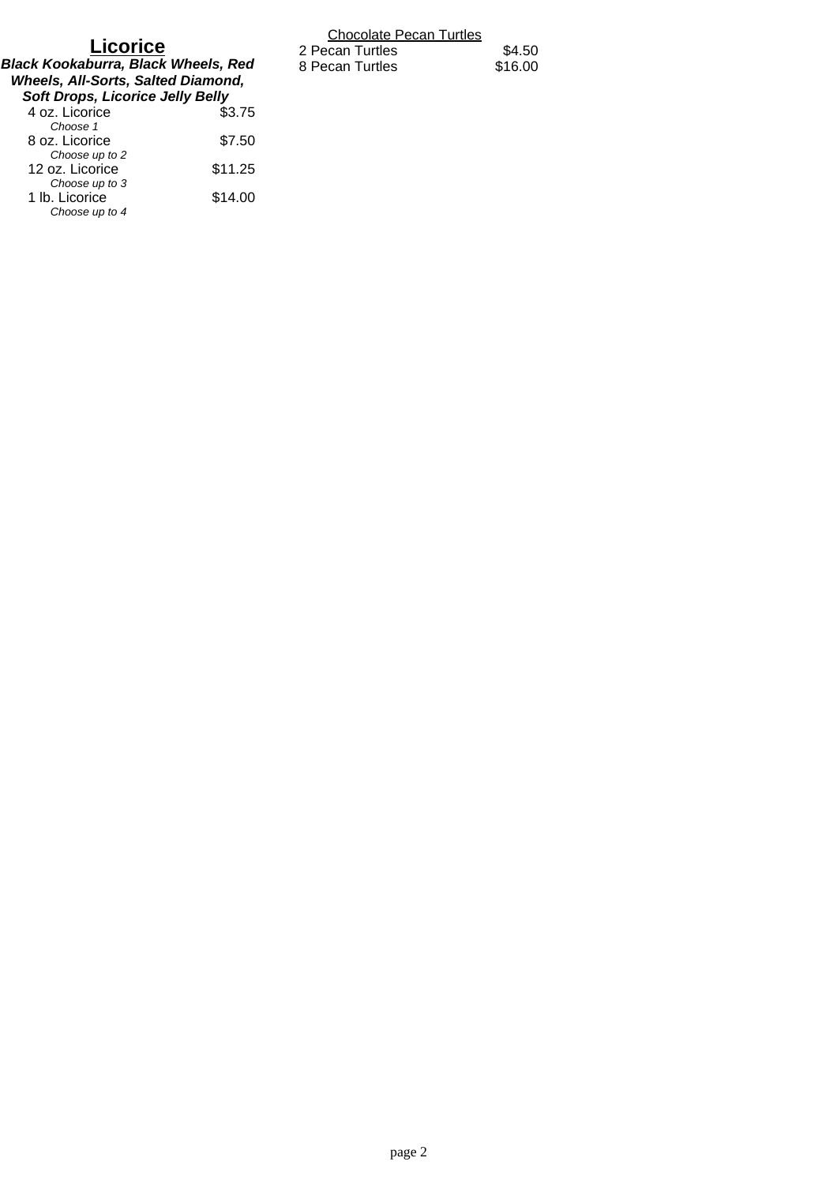## Licorice

***Black Kookaburra, Black Wheels, Red Wheels, All-Sorts, Salted Diamond, Soft Drops, Licorice Jelly Belly***

| | |
|---|---|
| 4 oz. Licorice<br>*Choose 1* | $3.75 |
| 8 oz. Licorice<br>*Choose up to 2* | $7.50 |
| 12 oz. Licorice<br>*Choose up to 3* | $11.25 |
| 1 lb. Licorice<br>*Choose up to 4* | $14.00 |

<u>Chocolate Pecan Turtles</u>

| | |
|---|---|
| 2 Pecan Turtles | $4.50 |
| 8 Pecan Turtles | $16.00 |